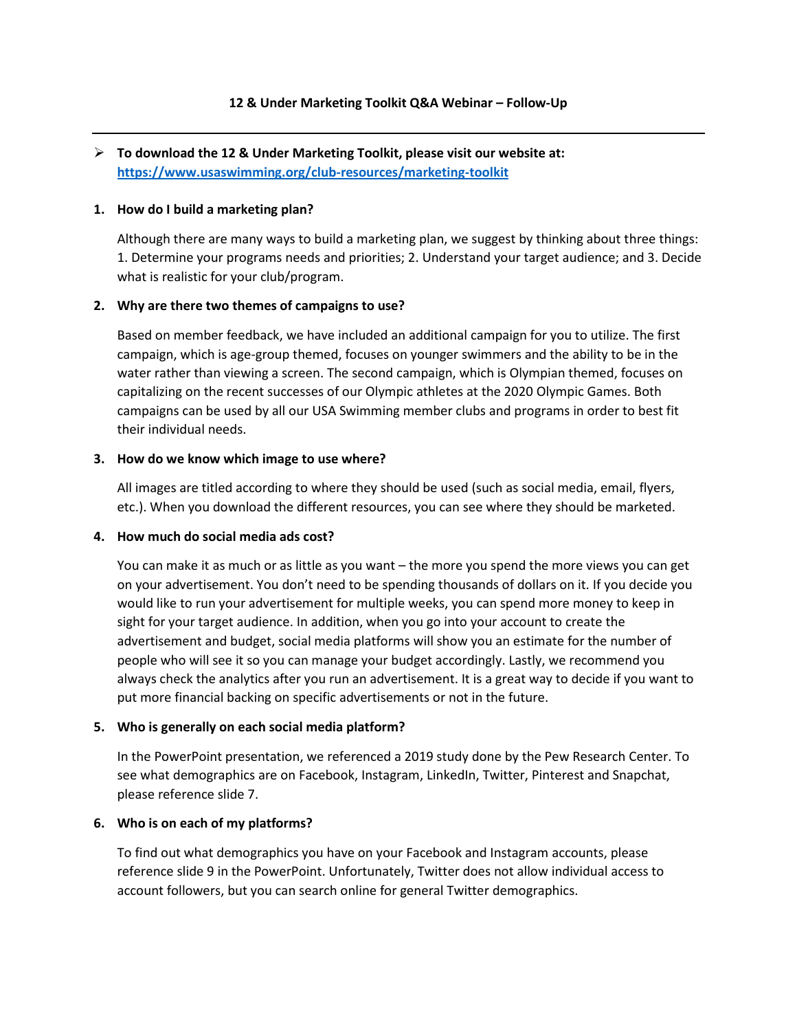# 12 & Under Marketing Toolkit Q&A Webinar – Follow-Up

---

- **To download the 12 & Under Marketing Toolkit, please visit our website at: [https://www.usaswimming.org/club-resources/marketing-toolkit](https://www.usaswimming.org/club-resources/marketing-toolkit)**

1. **How do I build a marketing plan?**

   Although there are many ways to build a marketing plan, we suggest by thinking about three things: 1. Determine your programs needs and priorities; 2. Understand your target audience; and 3. Decide what is realistic for your club/program.

2. **Why are there two themes of campaigns to use?**

   Based on member feedback, we have included an additional campaign for you to utilize. The first campaign, which is age-group themed, focuses on younger swimmers and the ability to be in the water rather than viewing a screen. The second campaign, which is Olympian themed, focuses on capitalizing on the recent successes of our Olympic athletes at the 2020 Olympic Games. Both campaigns can be used by all our USA Swimming member clubs and programs in order to best fit their individual needs.

3. **How do we know which image to use where?**

   All images are titled according to where they should be used (such as social media, email, flyers, etc.). When you download the different resources, you can see where they should be marketed.

4. **How much do social media ads cost?**

   You can make it as much or as little as you want – the more you spend the more views you can get on your advertisement. You don't need to be spending thousands of dollars on it. If you decide you would like to run your advertisement for multiple weeks, you can spend more money to keep in sight for your target audience. In addition, when you go into your account to create the advertisement and budget, social media platforms will show you an estimate for the number of people who will see it so you can manage your budget accordingly. Lastly, we recommend you always check the analytics after you run an advertisement. It is a great way to decide if you want to put more financial backing on specific advertisements or not in the future.

5. **Who is generally on each social media platform?**

   In the PowerPoint presentation, we referenced a 2019 study done by the Pew Research Center. To see what demographics are on Facebook, Instagram, LinkedIn, Twitter, Pinterest and Snapchat, please reference slide 7.

6. **Who is on each of my platforms?**

   To find out what demographics you have on your Facebook and Instagram accounts, please reference slide 9 in the PowerPoint. Unfortunately, Twitter does not allow individual access to account followers, but you can search online for general Twitter demographics.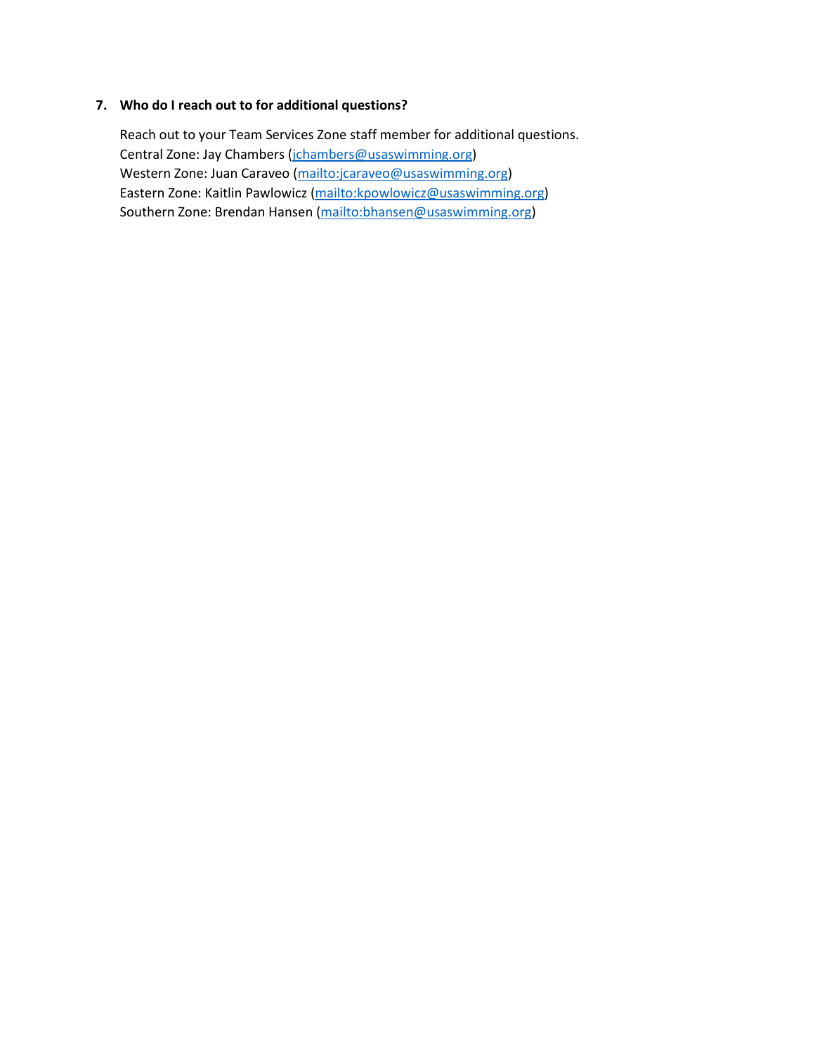7. **Who do I reach out to for additional questions?**

   Reach out to your Team Services Zone staff member for additional questions.
   Central Zone: Jay Chambers (jchambers@usaswimming.org)
   Western Zone: Juan Caraveo (mailto:jcaraveo@usaswimming.org)
   Eastern Zone: Kaitlin Pawlowicz (mailto:kpowlowicz@usaswimming.org)
   Southern Zone: Brendan Hansen (mailto:bhansen@usaswimming.org)